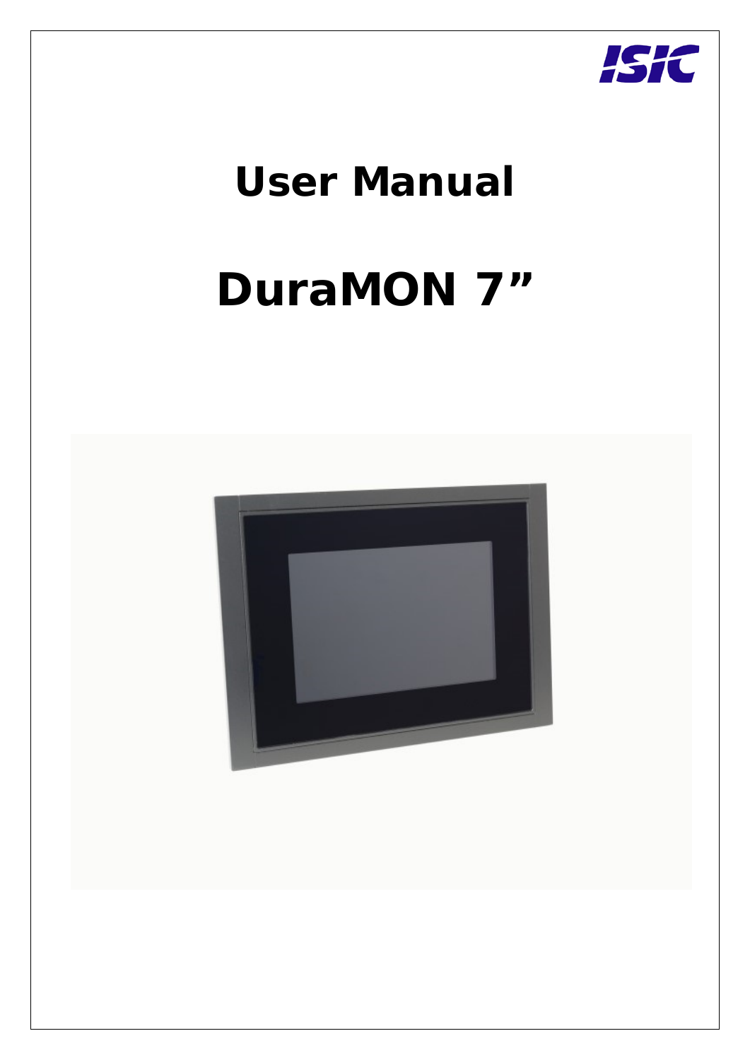# User Manual

# DuraMON 7”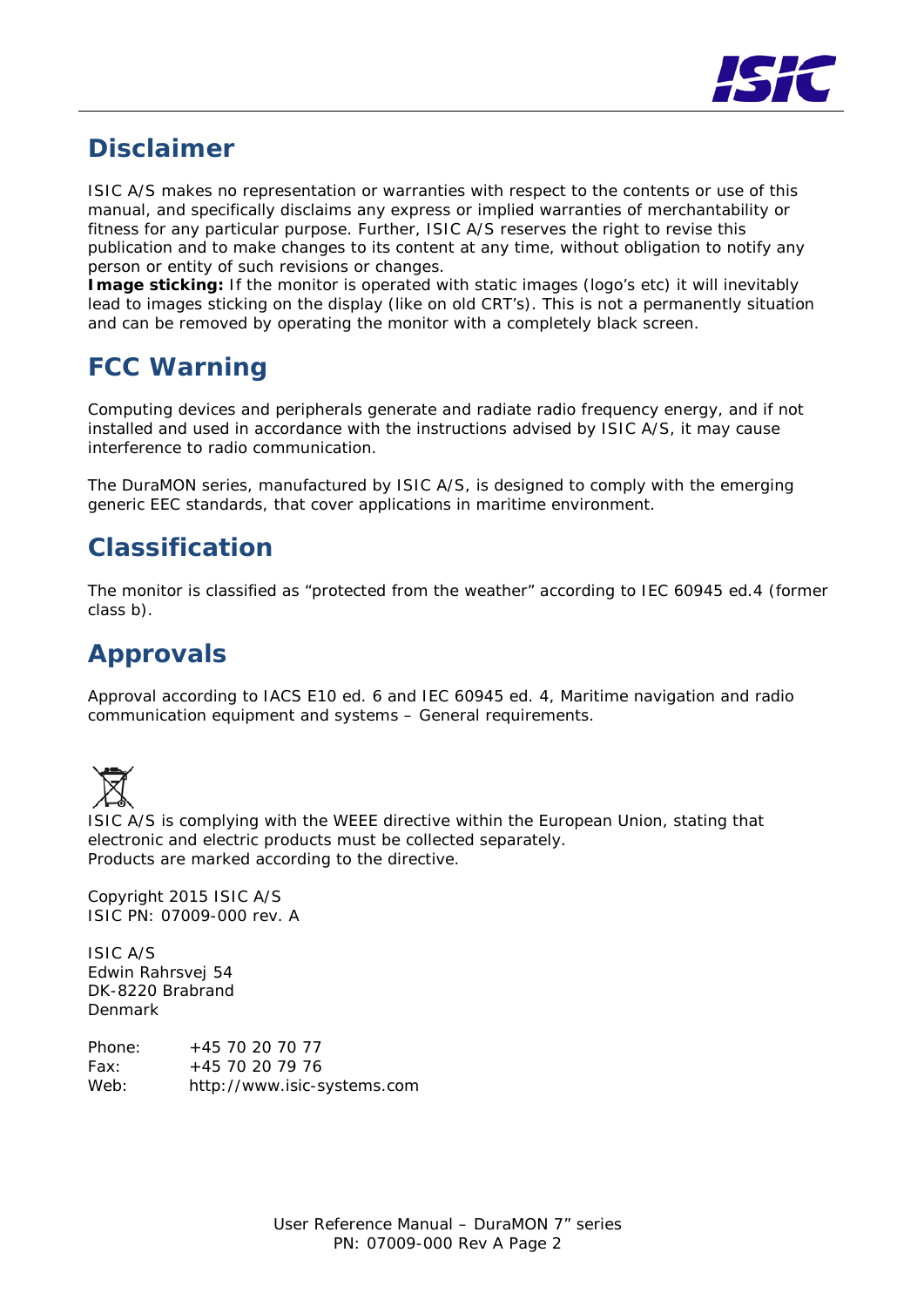## Disclaimer

ISIC A/S makes no representation or warranties with respect to the contents or use of this manual, and specifically disclaims any express or implied warranties of merchantability or fitness for any particular purpose. Further, ISIC A/S reserves the right to revise this publication and to make changes to its content at any time, without obligation to notify any person or entity of such revisions or changes.
**Image sticking:** If the monitor is operated with static images (logo's etc) it will inevitably lead to images sticking on the display (like on old CRT's). This is not a permanently situation and can be removed by operating the monitor with a completely black screen.

## FCC Warning

Computing devices and peripherals generate and radiate radio frequency energy, and if not installed and used in accordance with the instructions advised by ISIC A/S, it may cause interference to radio communication.

The DuraMON series, manufactured by ISIC A/S, is designed to comply with the emerging generic EEC standards, that cover applications in maritime environment.

## Classification

The monitor is classified as "protected from the weather" according to IEC 60945 ed.4 (former class b).

## Approvals

Approval according to IACS E10 ed. 6 and IEC 60945 ed. 4, Maritime navigation and radio communication equipment and systems – General requirements.

ISIC A/S is complying with the WEEE directive within the European Union, stating that electronic and electric products must be collected separately.
Products are marked according to the directive.

Copyright 2015 ISIC A/S
ISIC PN: 07009-000 rev. A

ISIC A/S
Edwin Rahrsvej 54
DK-8220 Brabrand
Denmark

Phone: +45 70 20 70 77
Fax: +45 70 20 79 76
Web: http://www.isic-systems.com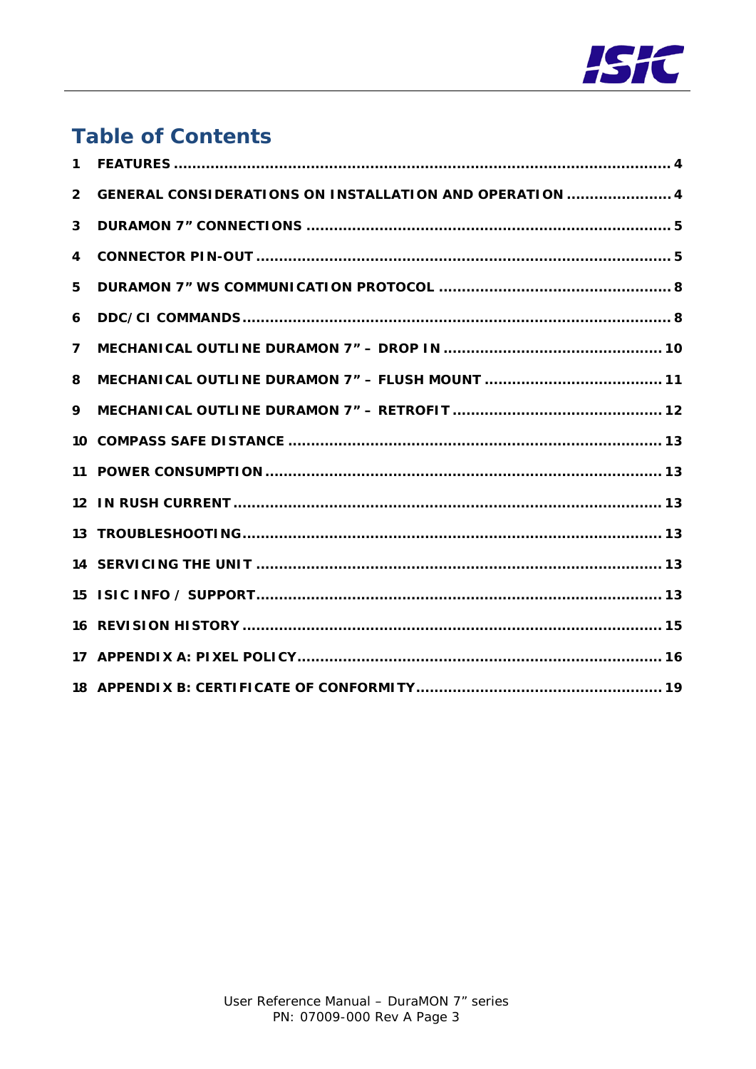# Table of Contents

1 FEATURES ........................................................................................................ 4

2 GENERAL CONSIDERATIONS ON INSTALLATION AND OPERATION ...................... 4

3 DURAMON 7" CONNECTIONS .............................................................................. 5

4 CONNECTOR PIN-OUT ......................................................................................... 5

5 DURAMON 7" WS COMMUNICATION PROTOCOL .................................................. 8

6 DDC/CI COMMANDS ............................................................................................. 8

7 MECHANICAL OUTLINE DURAMON 7" – DROP IN ................................................ 10

8 MECHANICAL OUTLINE DURAMON 7" – FLUSH MOUNT ...................................... 11

9 MECHANICAL OUTLINE DURAMON 7" – RETROFIT ............................................. 12

10 COMPASS SAFE DISTANCE ................................................................................ 13

11 POWER CONSUMPTION ..................................................................................... 13

12 IN RUSH CURRENT ............................................................................................ 13

13 TROUBLESHOOTING .......................................................................................... 13

14 SERVICING THE UNIT ........................................................................................ 13

15 ISIC INFO / SUPPORT ........................................................................................ 13

16 REVISION HISTORY ........................................................................................... 15

17 APPENDIX A: PIXEL POLICY ............................................................................... 16

18 APPENDIX B: CERTIFICATE OF CONFORMITY ..................................................... 19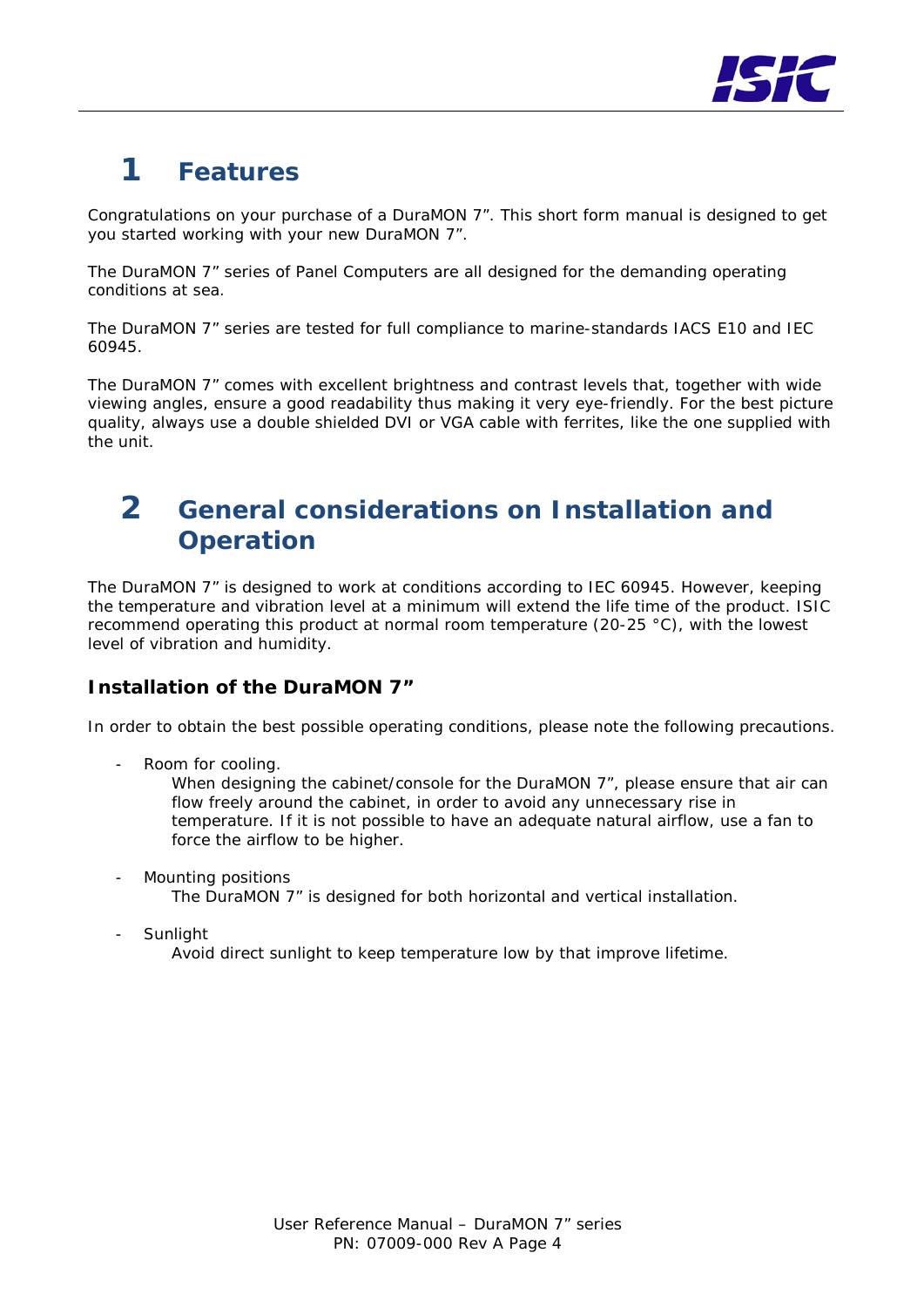# 1 Features

Congratulations on your purchase of a DuraMON 7”. This short form manual is designed to get you started working with your new DuraMON 7”.

The DuraMON 7” series of Panel Computers are all designed for the demanding operating conditions at sea.

The DuraMON 7” series are tested for full compliance to marine-standards IACS E10 and IEC 60945.

The DuraMON 7” comes with excellent brightness and contrast levels that, together with wide viewing angles, ensure a good readability thus making it very eye-friendly. For the best picture quality, always use a double shielded DVI or VGA cable with ferrites, like the one supplied with the unit.

# 2 General considerations on Installation and Operation

The DuraMON 7” is designed to work at conditions according to IEC 60945. However, keeping the temperature and vibration level at a minimum will extend the life time of the product. ISIC recommend operating this product at normal room temperature (20-25 °C), with the lowest level of vibration and humidity.

### Installation of the DuraMON 7”

In order to obtain the best possible operating conditions, please note the following precautions.

- Room for cooling.
  When designing the cabinet/console for the DuraMON 7”, please ensure that air can flow freely around the cabinet, in order to avoid any unnecessary rise in temperature. If it is not possible to have an adequate natural airflow, use a fan to force the airflow to be higher.

- Mounting positions
  The DuraMON 7” is designed for both horizontal and vertical installation.

- Sunlight
  Avoid direct sunlight to keep temperature low by that improve lifetime.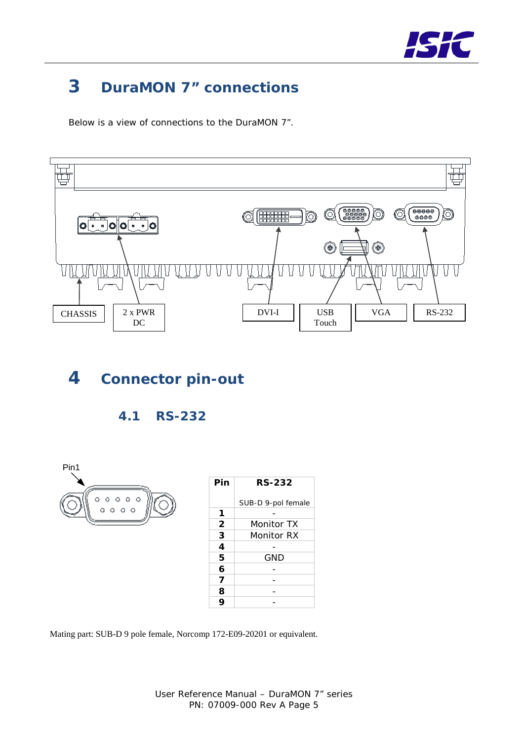# 3 DuraMON 7" connections

Below is a view of connections to the DuraMON 7".

CHASSIS | 2 x PWR DC | DVI-I | USB Touch | VGA | RS-232

# 4 Connector pin-out

## 4.1 RS-232

Pin1

| Pin | RS-232<br><br>SUB-D 9-pol female |
|---|---|
| **1** | - |
| **2** | Monitor TX |
| **3** | Monitor RX |
| **4** | - |
| **5** | GND |
| **6** | - |
| **7** | - |
| **8** | - |
| **9** | - |

Mating part: SUB-D 9 pole female, Norcomp 172-E09-20201 or equivalent.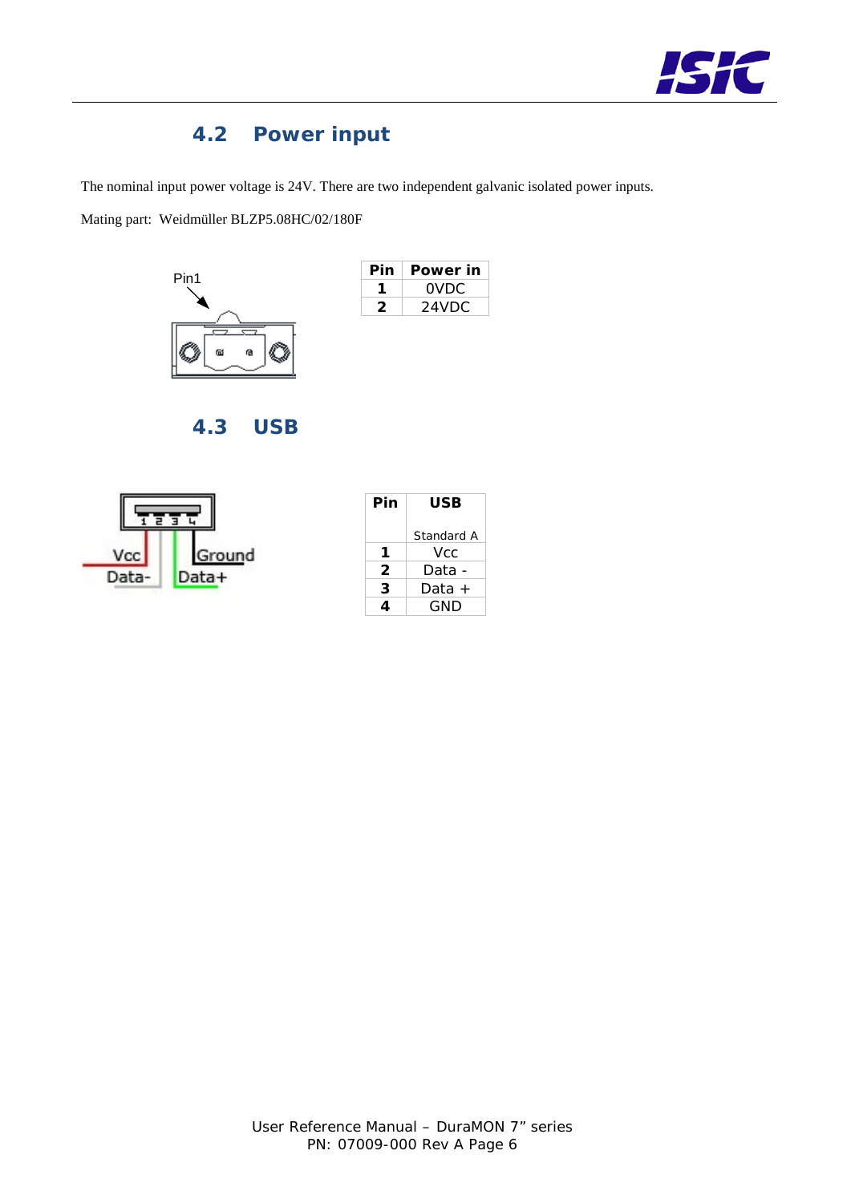## 4.2 Power input

The nominal input power voltage is 24V. There are two independent galvanic isolated power inputs.

Mating part: Weidmüller BLZP5.08HC/02/180F

| Pin | Power in |
|---|---|
| 1 | 0VDC |
| 2 | 24VDC |

## 4.3 USB

| Pin | USB<br>Standard A |
|---|---|
| 1 | Vcc |
| 2 | Data - |
| 3 | Data + |
| 4 | GND |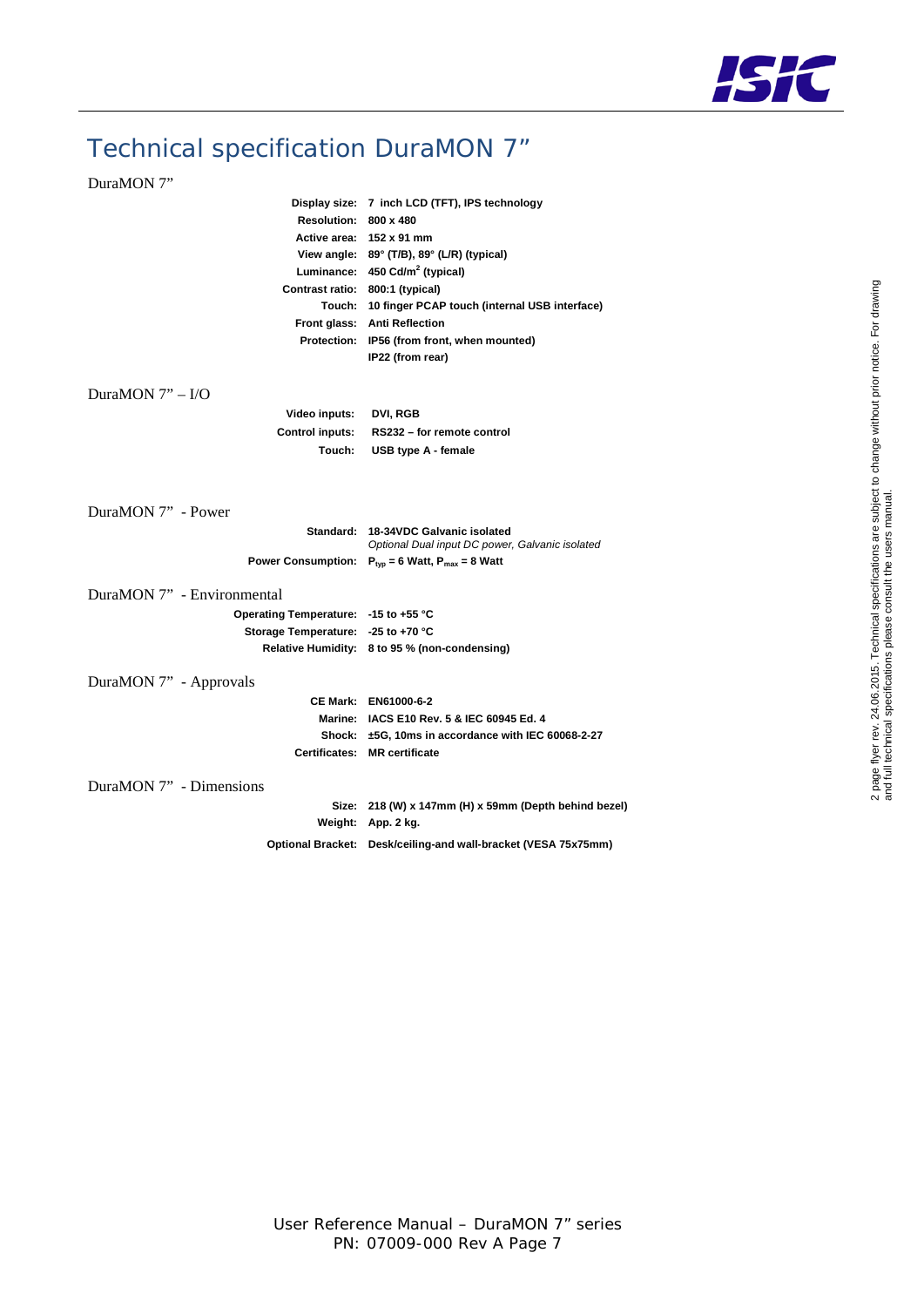# Technical specification DuraMON 7"

## DuraMON 7"

| | |
|---|---|
| **Display size:** | **7 inch LCD (TFT), IPS technology** |
| **Resolution:** | **800 x 480** |
| **Active area:** | **152 x 91 mm** |
| **View angle:** | **89° (T/B), 89° (L/R) (typical)** |
| **Luminance:** | **450 Cd/m$^2$ (typical)** |
| **Contrast ratio:** | **800:1 (typical)** |
| **Touch:** | **10 finger PCAP touch (internal USB interface)** |
| **Front glass:** | **Anti Reflection** |
| **Protection:** | **IP56 (from front, when mounted)** |
| | **IP22 (from rear)** |

## DuraMON 7" – I/O

| | |
|---|---|
| **Video inputs:** | **DVI, RGB** |
| **Control inputs:** | **RS232 – for remote control** |
| **Touch:** | **USB type A - female** |

## DuraMON 7" - Power

| | |
|---|---|
| **Standard:** | **18-34VDC Galvanic isolated** |
| | *Optional Dual input DC power, Galvanic isolated* |
| **Power Consumption:** | **$P_{typ}$ = 6 Watt, $P_{max}$ = 8 Watt** |

## DuraMON 7" - Environmental

| | |
|---|---|
| **Operating Temperature:** | **-15 to +55 °C** |
| **Storage Temperature:** | **-25 to +70 °C** |
| **Relative Humidity:** | **8 to 95 % (non-condensing)** |

## DuraMON 7" - Approvals

| | |
|---|---|
| **CE Mark:** | **EN61000-6-2** |
| **Marine:** | **IACS E10 Rev. 5 & IEC 60945 Ed. 4** |
| **Shock:** | **±5G, 10ms in accordance with IEC 60068-2-27** |
| **Certificates:** | **MR certificate** |

## DuraMON 7" - Dimensions

| | |
|---|---|
| **Size:** | **218 (W) x 147mm (H) x 59mm (Depth behind bezel)** |
| **Weight:** | **App. 2 kg.** |
| **Optional Bracket:** | **Desk/ceiling-and wall-bracket (VESA 75x75mm)** |

2 page flyer rev. 24.06.2015. Technical specifications are subject to change without prior notice. For drawing and full technical specifications please consult the users manual.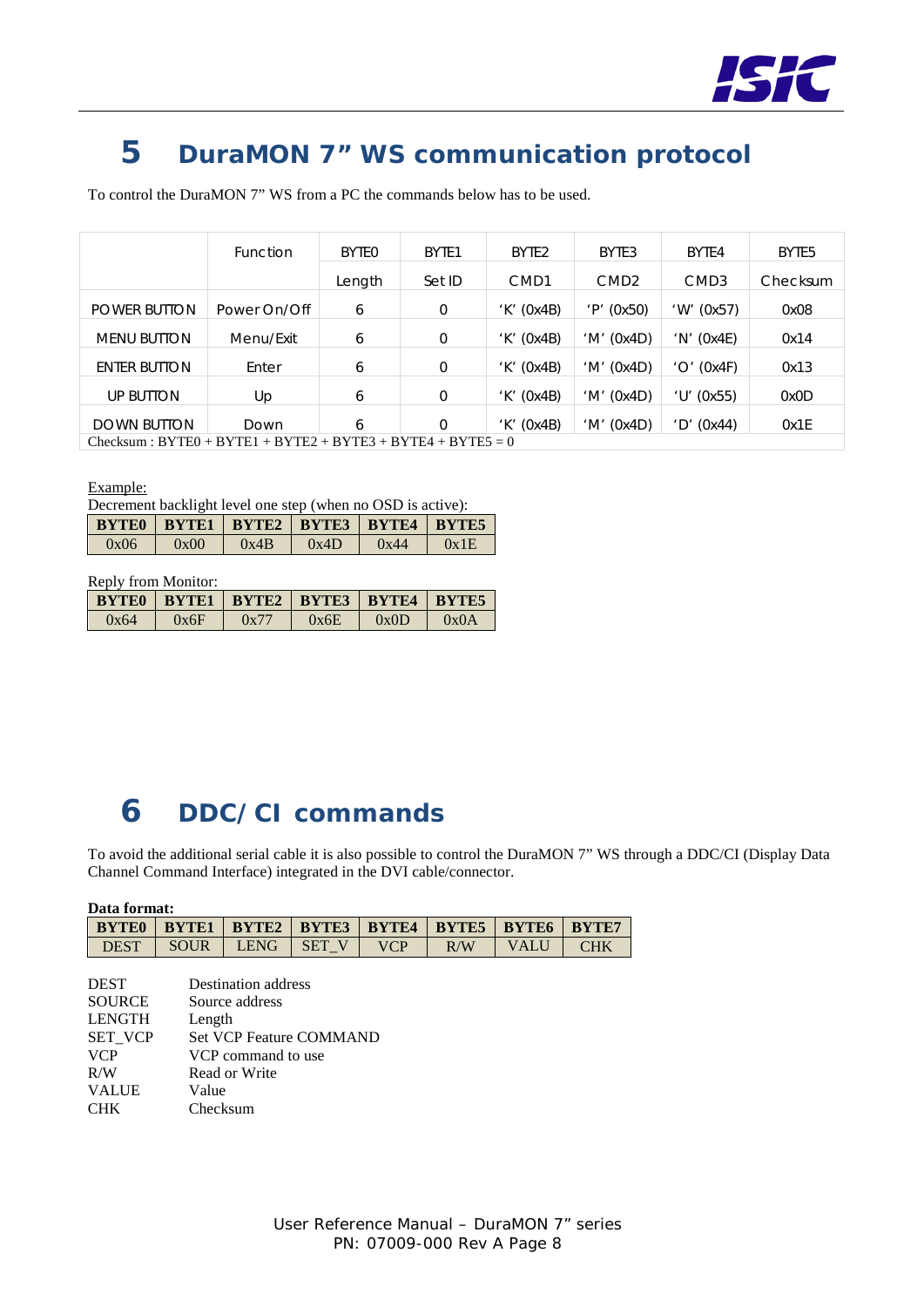# 5 DuraMON 7" WS communication protocol

To control the DuraMON 7" WS from a PC the commands below has to be used.

| | Function | BYTE0 | BYTE1 | BYTE2 | BYTE3 | BYTE4 | BYTE5 |
|---|---|---|---|---|---|---|---|
| | | Length | Set ID | CMD1 | CMD2 | CMD3 | Checksum |
| POWER BUTTON | Power On/Off | 6 | 0 | 'K' (0x4B) | 'P' (0x50) | 'W' (0x57) | 0x08 |
| MENU BUTTON | Menu/Exit | 6 | 0 | 'K' (0x4B) | 'M' (0x4D) | 'N' (0x4E) | 0x14 |
| ENTER BUTTON | Enter | 6 | 0 | 'K' (0x4B) | 'M' (0x4D) | 'O' (0x4F) | 0x13 |
| UP BUTTON | Up | 6 | 0 | 'K' (0x4B) | 'M' (0x4D) | 'U' (0x55) | 0x0D |
| DOWN BUTTON | Down | 6 | 0 | 'K' (0x4B) | 'M' (0x4D) | 'D' (0x44) | 0x1E |
| Checksum : BYTE0 + BYTE1 + BYTE2 + BYTE3 + BYTE4 + BYTE5 = 0 | | | | | | | |

Example:

Decrement backlight level one step (when no OSD is active):

| BYTE0 | BYTE1 | BYTE2 | BYTE3 | BYTE4 | BYTE5 |
|---|---|---|---|---|---|
| 0x06 | 0x00 | 0x4B | 0x4D | 0x44 | 0x1E |

Reply from Monitor:

| BYTE0 | BYTE1 | BYTE2 | BYTE3 | BYTE4 | BYTE5 |
|---|---|---|---|---|---|
| 0x64 | 0x6F | 0x77 | 0x6E | 0x0D | 0x0A |

# 6 DDC/CI commands

To avoid the additional serial cable it is also possible to control the DuraMON 7" WS through a DDC/CI (Display Data Channel Command Interface) integrated in the DVI cable/connector.

**Data format:**

| BYTE0 | BYTE1 | BYTE2 | BYTE3 | BYTE4 | BYTE5 | BYTE6 | BYTE7 |
|---|---|---|---|---|---|---|---|
| DEST | SOUR | LENG | SET_V | VCP | R/W | VALU | CHK |

| | |
|---|---|
| DEST | Destination address |
| SOURCE | Source address |
| LENGTH | Length |
| SET_VCP | Set VCP Feature COMMAND |
| VCP | VCP command to use |
| R/W | Read or Write |
| VALUE | Value |
| CHK | Checksum |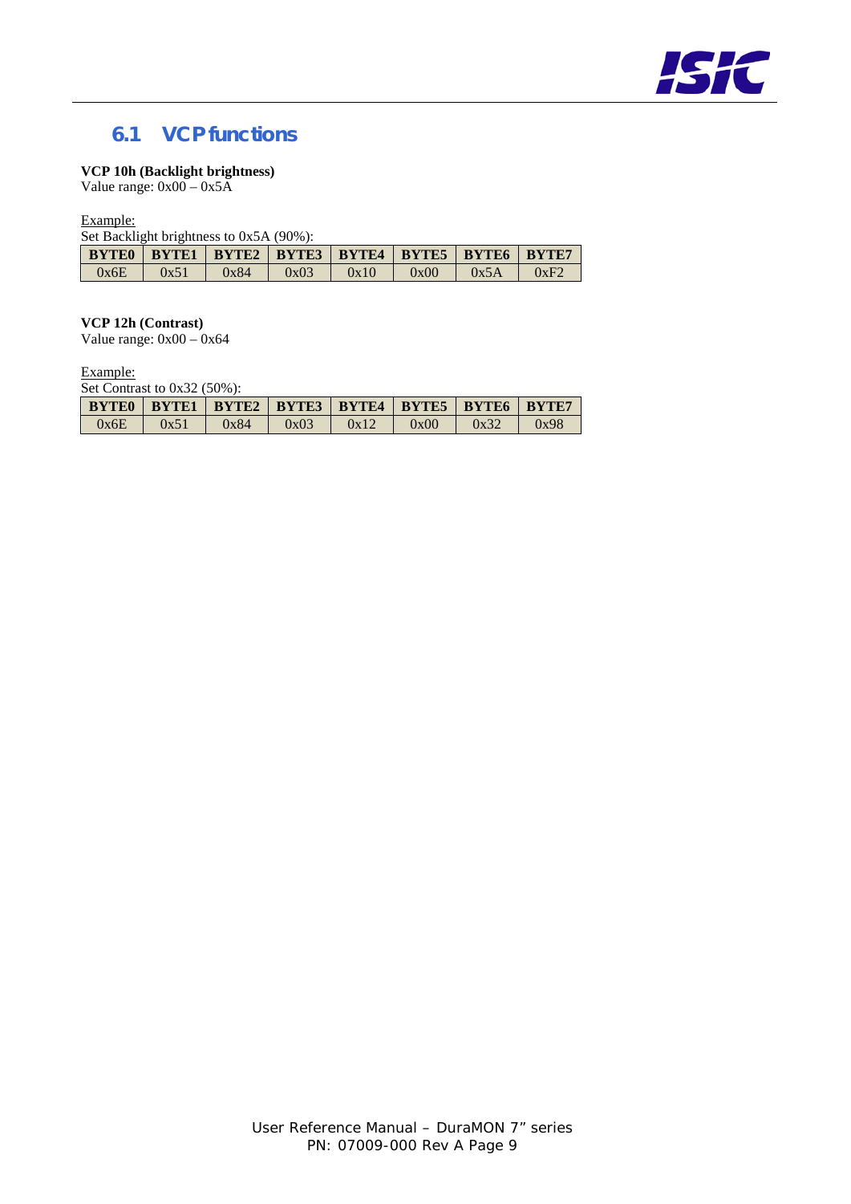## 6.1 VCP functions

**VCP 10h (Backlight brightness)**
Value range: 0x00 – 0x5A

Example:
Set Backlight brightness to 0x5A (90%):

| BYTE0 | BYTE1 | BYTE2 | BYTE3 | BYTE4 | BYTE5 | BYTE6 | BYTE7 |
|---|---|---|---|---|---|---|---|
| 0x6E | 0x51 | 0x84 | 0x03 | 0x10 | 0x00 | 0x5A | 0xF2 |

**VCP 12h (Contrast)**
Value range: 0x00 – 0x64

Example:
Set Contrast to 0x32 (50%):

| BYTE0 | BYTE1 | BYTE2 | BYTE3 | BYTE4 | BYTE5 | BYTE6 | BYTE7 |
|---|---|---|---|---|---|---|---|
| 0x6E | 0x51 | 0x84 | 0x03 | 0x12 | 0x00 | 0x32 | 0x98 |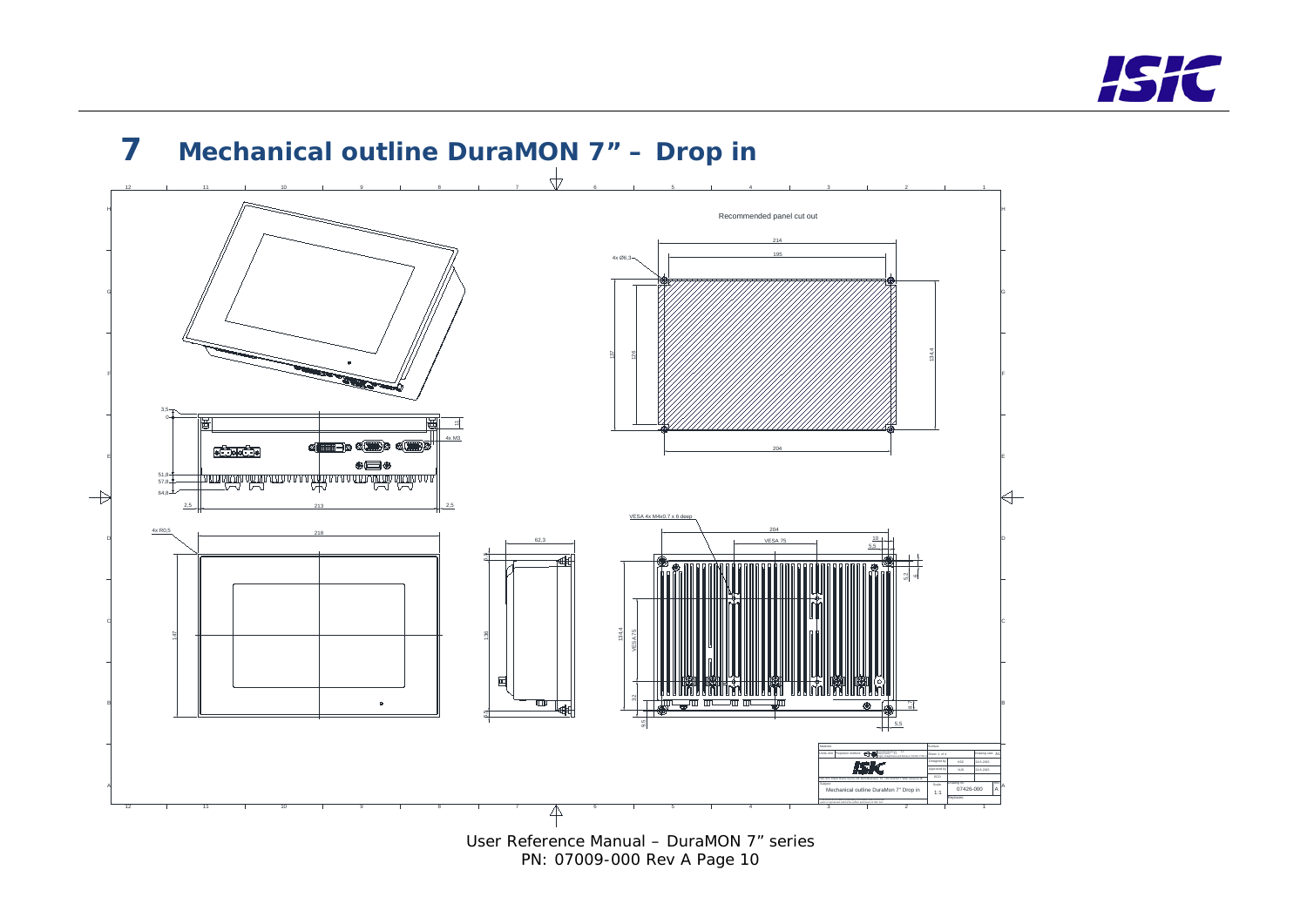# 7 Mechanical outline DuraMON 7" – Drop in

Recommended panel cut out

4x Ø6,3

214

195

137

126

134,4

204

3,5

0

11

4x M3

51,8

57,8

64,8

2,5

213

2,5

VESA 4x M4x0,7 x 6 deep

4x R0,5

218

62,3

204

VESA 75

10

5,5

147

136

134,4

VESA 75

3,2

5,5

Mechanical outline DuraMon 7" Drop in

1:1

07426-000

A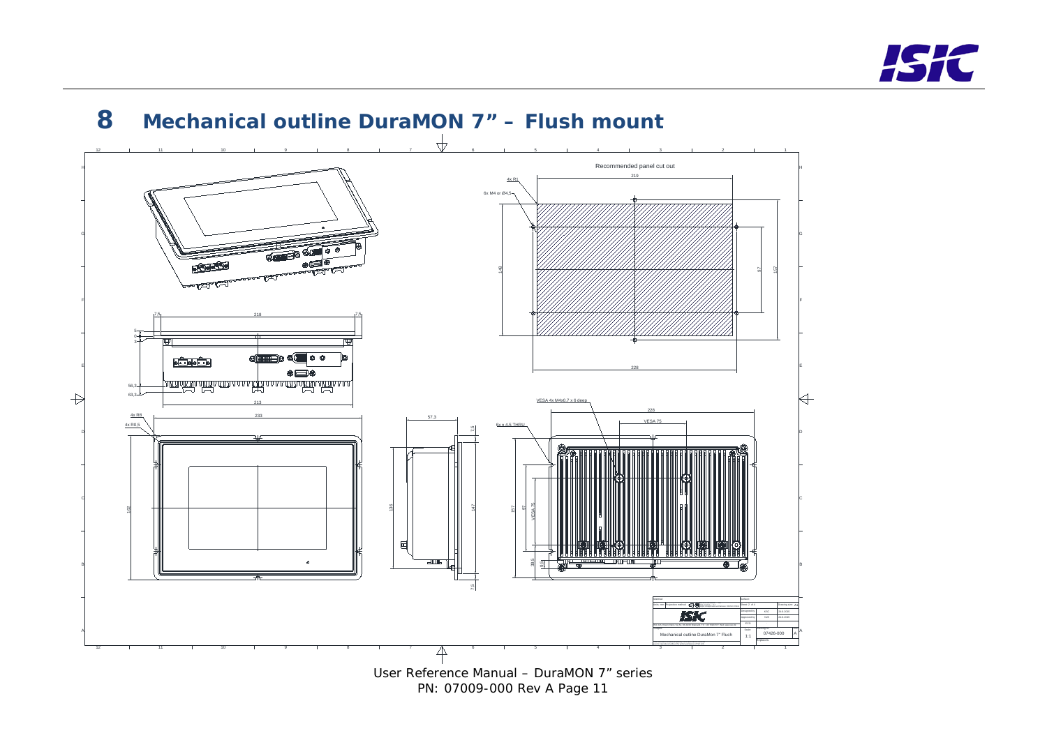# 8 Mechanical outline DuraMON 7" – Flush mount

Recommended panel cut out

219

4x R1

6x M4 or Ø4,5

148

97

157

228

2,5

218

2,5

5

0

3

56,3

63,3

213

4x R8

4x R0,5

233

162

57,3

7,5

136

147

7,5

VESA 4x M4x0.7 x 6 deep

228

VESA 75

6x ø 4,5 THRU

157

97

VESA 75

39,5

12,5

Mechanical outline DuraMon 7" Fluch

1:1

07426-000

A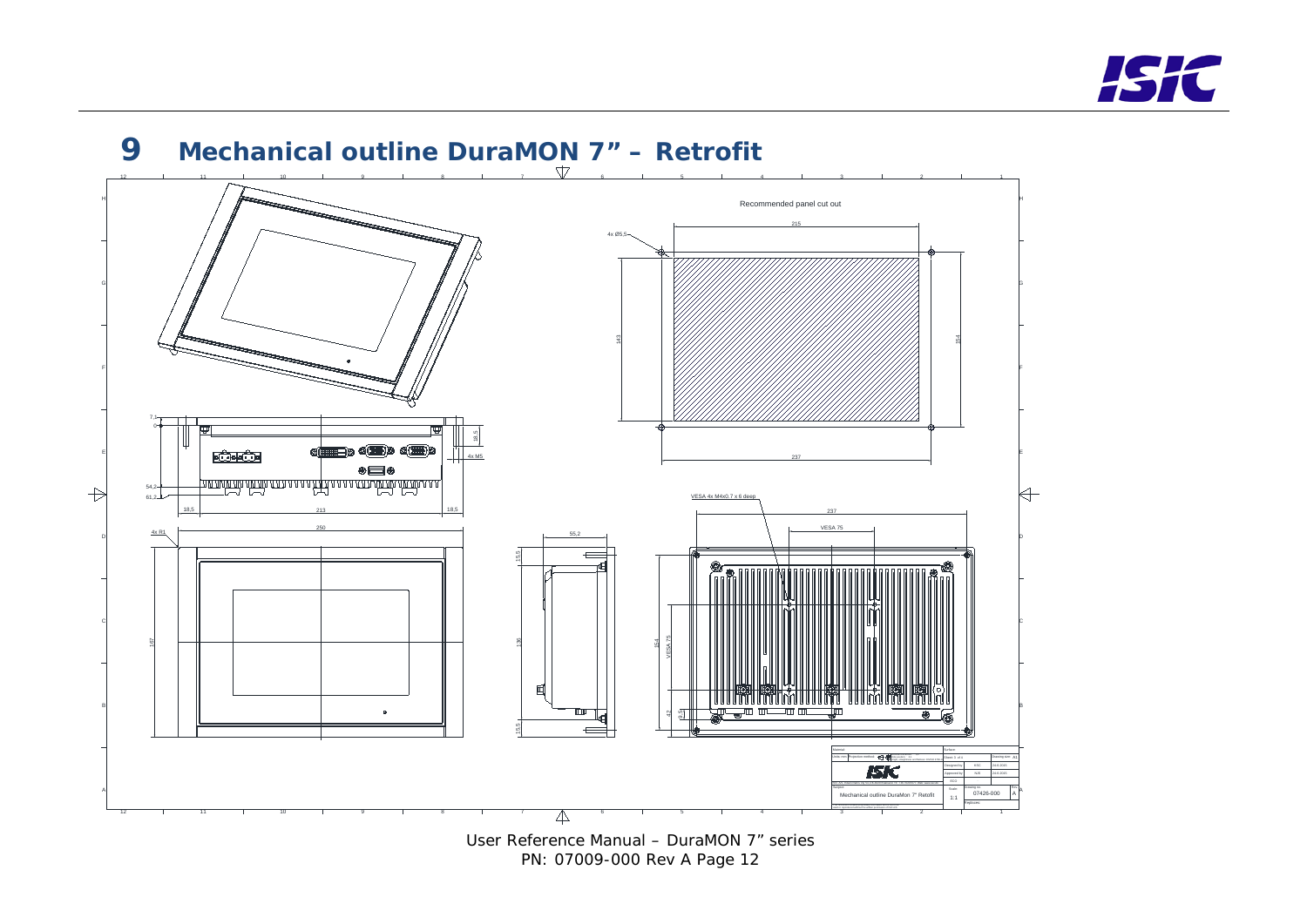# 9 Mechanical outline DuraMON 7" – Retrofit

Recommended panel cut out

215

4x Ø5,5

143

154

237

7,1

0

18,5

4x M5

54,2

61,2

18,5

213

18,5

4x R1

250

55,2

15,5

136

15,5

167

VESA 4x M4x0,7 x 6 deep

237

VESA 75

154

VESA 75

42

(9,5)

Mechanical outline DuraMon 7" Retrofit

1:1

07426-000

A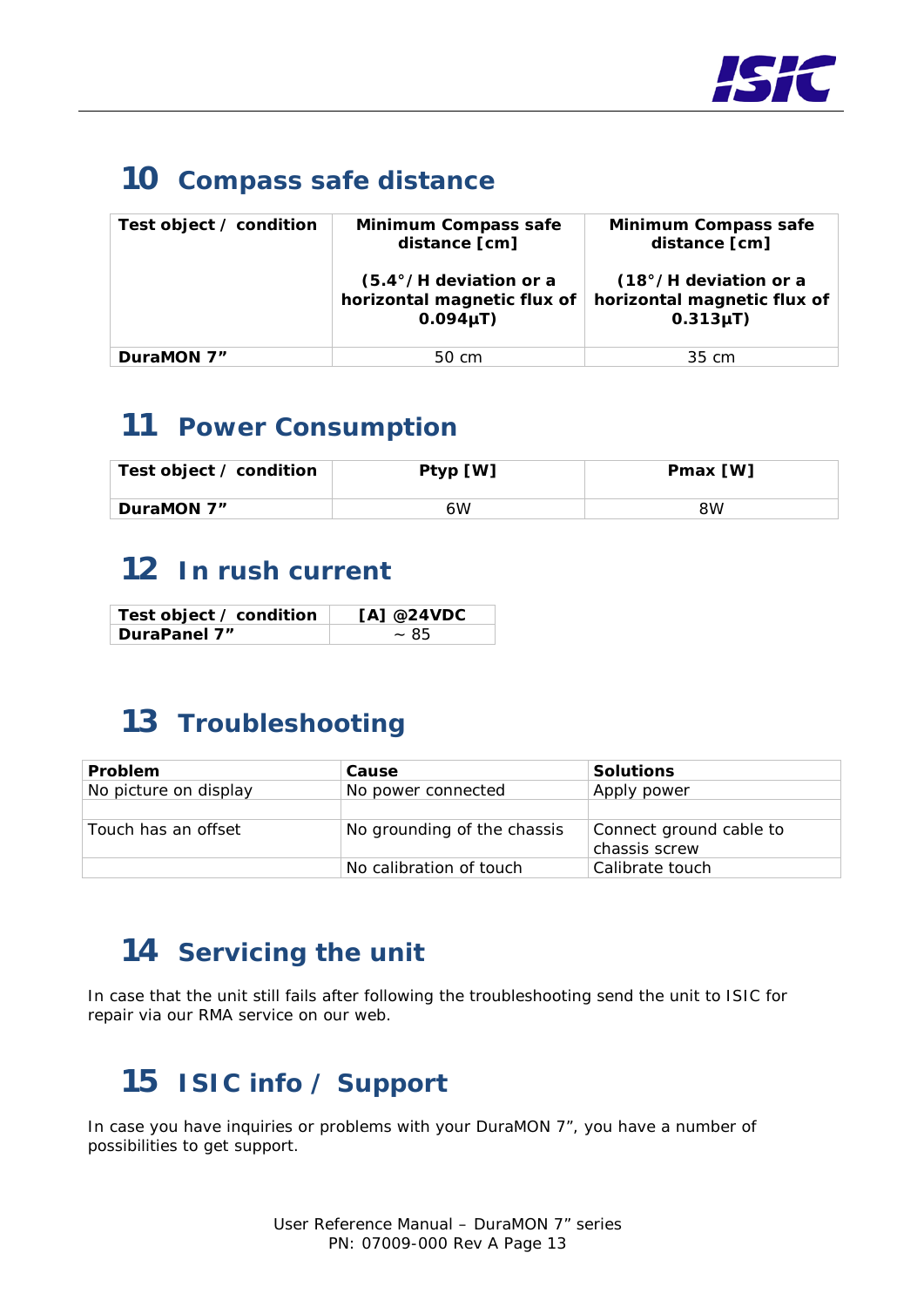# 10 Compass safe distance

| Test object / condition | Minimum Compass safe distance [cm]<br><br>(5.4°/H deviation or a horizontal magnetic flux of 0.094µT) | Minimum Compass safe distance [cm]<br><br>(18°/H deviation or a horizontal magnetic flux of 0.313µT) |
|---|---|---|
| **DuraMON 7"** | 50 cm | 35 cm |

# 11 Power Consumption

| Test object / condition | Ptyp [W] | Pmax [W] |
|---|---|---|
| **DuraMON 7"** | 6W | 8W |

# 12 In rush current

| Test object / condition | [A] @24VDC |
|---|---|
| **DuraPanel 7"** | ~ 85 |

# 13 Troubleshooting

| Problem | Cause | Solutions |
|---|---|---|
| No picture on display | No power connected | Apply power |
| | | |
| Touch has an offset | No grounding of the chassis | Connect ground cable to chassis screw |
| | No calibration of touch | Calibrate touch |

# 14 Servicing the unit

In case that the unit still fails after following the troubleshooting send the unit to ISIC for repair via our RMA service on our web.

# 15 ISIC info / Support

In case you have inquiries or problems with your DuraMON 7", you have a number of possibilities to get support.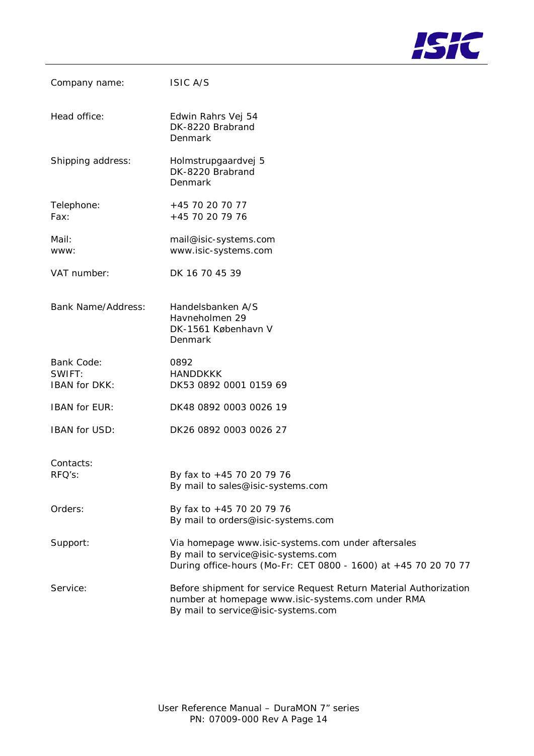| | |
|---|---|
| Company name: | ISIC A/S |
| Head office: | Edwin Rahrs Vej 54<br>DK-8220 Brabrand<br>Denmark |
| Shipping address: | Holmstrupgaardvej 5<br>DK-8220 Brabrand<br>Denmark |
| Telephone:<br>Fax: | +45 70 20 70 77<br>+45 70 20 79 76 |
| Mail:<br>www: | mail@isic-systems.com<br>www.isic-systems.com |
| VAT number: | DK 16 70 45 39 |
| Bank Name/Address: | Handelsbanken A/S<br>Havneholmen 29<br>DK-1561 København V<br>Denmark |
| Bank Code:<br>SWIFT:<br>IBAN for DKK: | 0892<br>HANDDKKK<br>DK53 0892 0001 0159 69 |
| IBAN for EUR: | DK48 0892 0003 0026 19 |
| IBAN for USD: | DK26 0892 0003 0026 27 |

Contacts:

| | |
|---|---|
| RFQ's: | By fax to +45 70 20 79 76<br>By mail to sales@isic-systems.com |
| Orders: | By fax to +45 70 20 79 76<br>By mail to orders@isic-systems.com |
| Support: | Via homepage www.isic-systems.com under aftersales<br>By mail to service@isic-systems.com<br>During office-hours (Mo-Fr: CET 0800 - 1600) at +45 70 20 70 77 |
| Service: | Before shipment for service Request Return Material Authorization number at homepage www.isic-systems.com under RMA<br>By mail to service@isic-systems.com |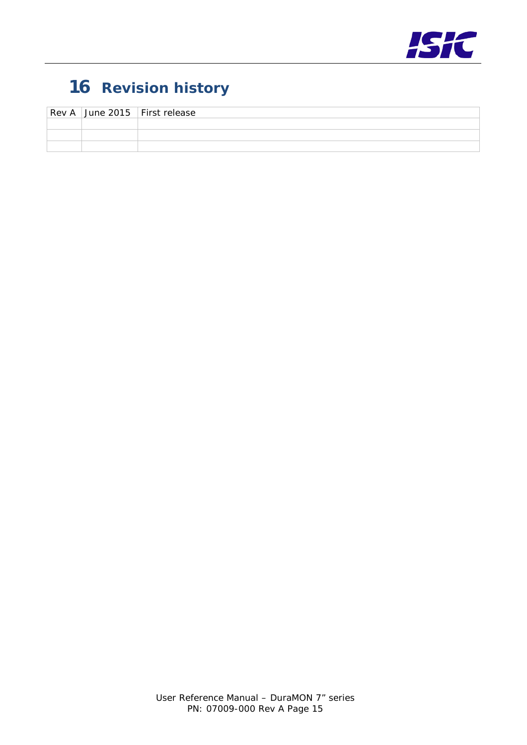# 16 Revision history

| Rev A | June 2015 | First release |
| --- | --- | --- |
| | | |
| | | |
| | | |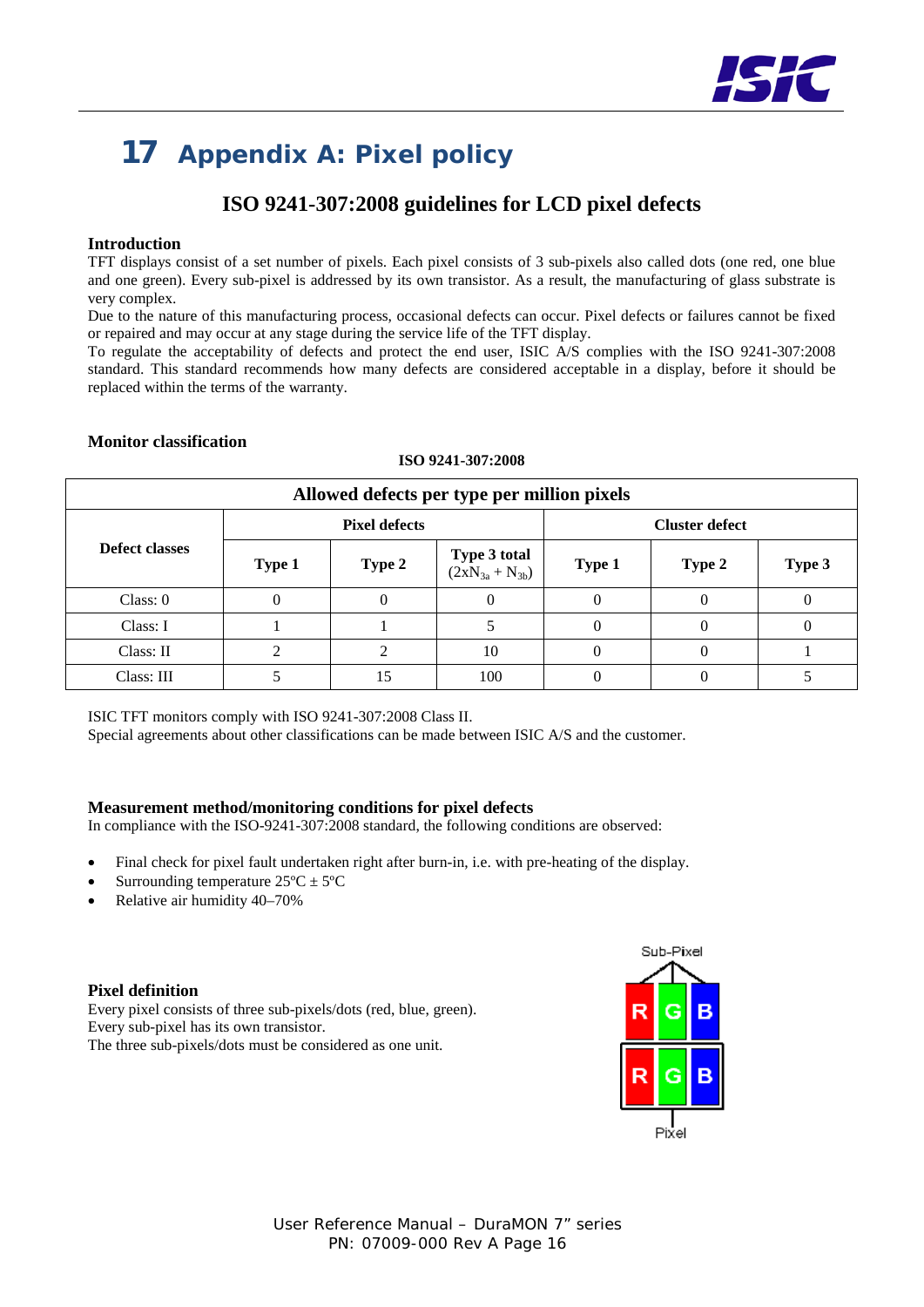# 17 Appendix A: Pixel policy

## ISO 9241-307:2008 guidelines for LCD pixel defects

**Introduction**

TFT displays consist of a set number of pixels. Each pixel consists of 3 sub-pixels also called dots (one red, one blue and one green). Every sub-pixel is addressed by its own transistor. As a result, the manufacturing of glass substrate is very complex.

Due to the nature of this manufacturing process, occasional defects can occur. Pixel defects or failures cannot be fixed or repaired and may occur at any stage during the service life of the TFT display.

To regulate the acceptability of defects and protect the end user, ISIC A/S complies with the ISO 9241-307:2008 standard. This standard recommends how many defects are considered acceptable in a display, before it should be replaced within the terms of the warranty.

**Monitor classification**

**ISO 9241-307:2008**

| Allowed defects per type per million pixels | | | | | | |
|---|---|---|---|---|---|---|
| **Defect classes** | **Pixel defects** | | | **Cluster defect** | | |
| | **Type 1** | **Type 2** | **Type 3 total** ($2xN_{3a} + N_{3b}$) | **Type 1** | **Type 2** | **Type 3** |
| Class: 0 | 0 | 0 | 0 | 0 | 0 | 0 |
| Class: I | 1 | 1 | 5 | 0 | 0 | 0 |
| Class: II | 2 | 2 | 10 | 0 | 0 | 1 |
| Class: III | 5 | 15 | 100 | 0 | 0 | 5 |

ISIC TFT monitors comply with ISO 9241-307:2008 Class II.

Special agreements about other classifications can be made between ISIC A/S and the customer.

**Measurement method/monitoring conditions for pixel defects**

In compliance with the ISO-9241-307:2008 standard, the following conditions are observed:

- Final check for pixel fault undertaken right after burn-in, i.e. with pre-heating of the display.
- Surrounding temperature 25ºC ± 5ºC
- Relative air humidity 40–70%

**Pixel definition**

Every pixel consists of three sub-pixels/dots (red, blue, green).

Every sub-pixel has its own transistor.

The three sub-pixels/dots must be considered as one unit.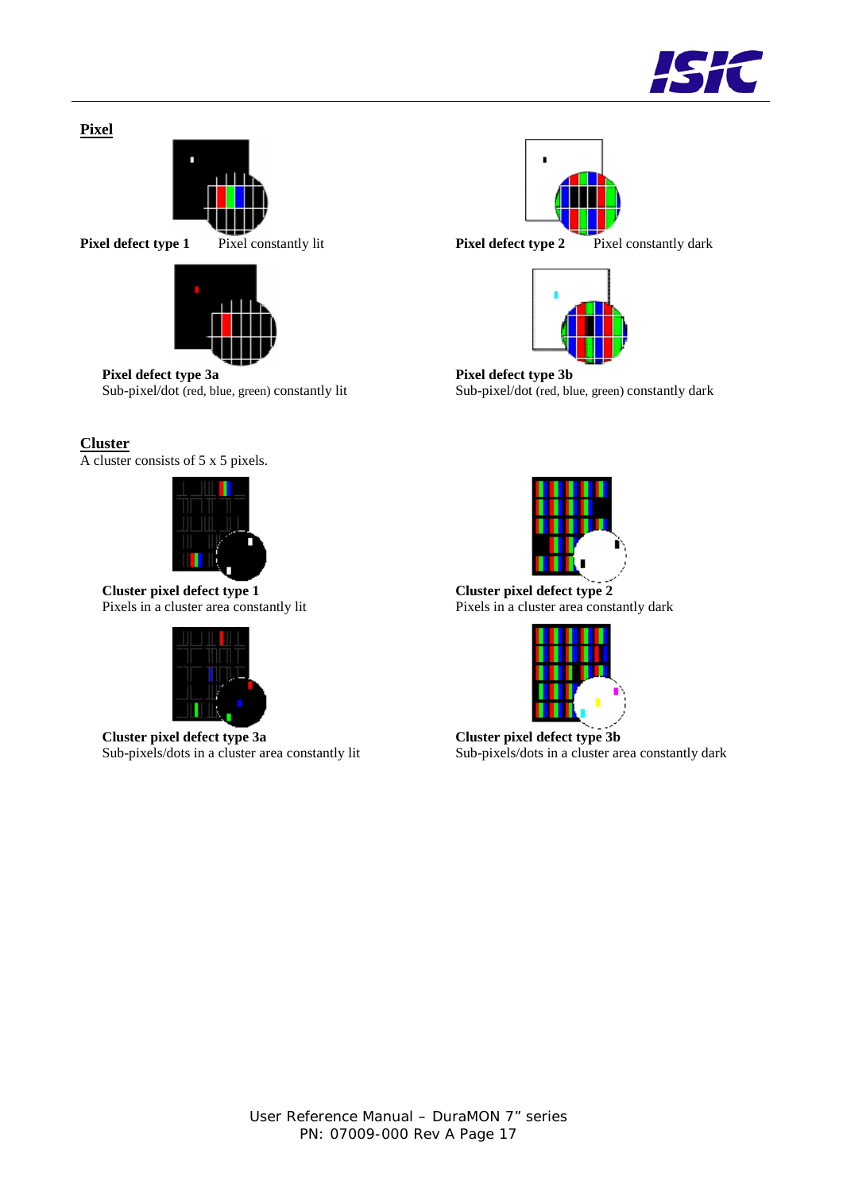**Pixel**

**Pixel defect type 1** Pixel constantly lit

**Pixel defect type 2** Pixel constantly dark

**Pixel defect type 3a**
Sub-pixel/dot (red, blue, green) constantly lit

**Pixel defect type 3b**
Sub-pixel/dot (red, blue, green) constantly dark

**Cluster**

A cluster consists of 5 x 5 pixels.

**Cluster pixel defect type 1**
Pixels in a cluster area constantly lit

**Cluster pixel defect type 2**
Pixels in a cluster area constantly dark

**Cluster pixel defect type 3a**
Sub-pixels/dots in a cluster area constantly lit

**Cluster pixel defect type 3b**
Sub-pixels/dots in a cluster area constantly dark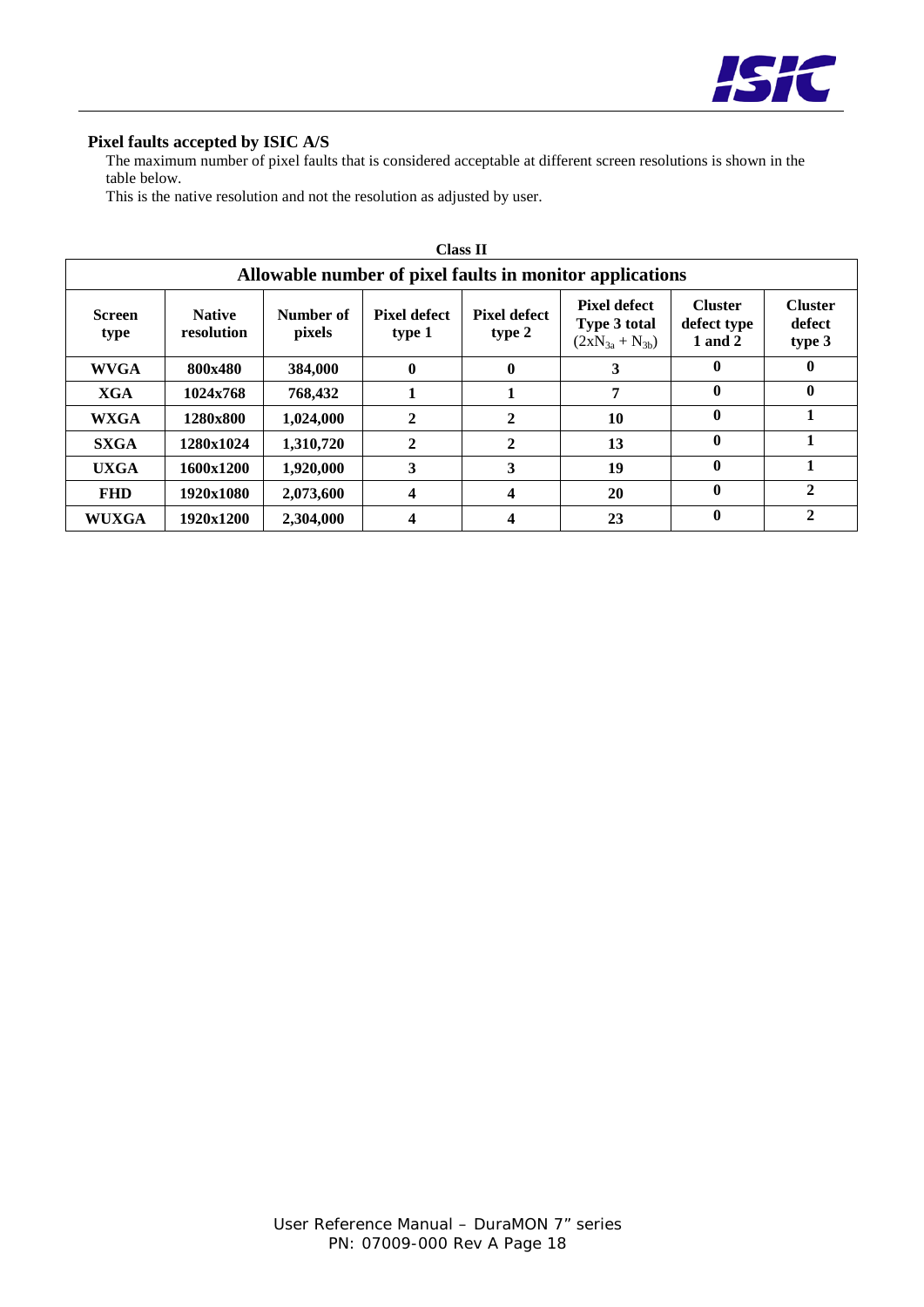### Pixel faults accepted by ISIC A/S

The maximum number of pixel faults that is considered acceptable at different screen resolutions is shown in the table below.

This is the native resolution and not the resolution as adjusted by user.

**Class II**

| Allowable number of pixel faults in monitor applications | | | | | | | |
|---|---|---|---|---|---|---|---|
| **Screen type** | **Native resolution** | **Number of pixels** | **Pixel defect type 1** | **Pixel defect type 2** | **Pixel defect Type 3 total** ($2xN_{3a} + N_{3b}$) | **Cluster defect type 1 and 2** | **Cluster defect type 3** |
| **WVGA** | **800x480** | **384,000** | **0** | **0** | **3** | **0** | **0** |
| **XGA** | **1024x768** | **768,432** | **1** | **1** | **7** | **0** | **0** |
| **WXGA** | **1280x800** | **1,024,000** | **2** | **2** | **10** | **0** | **1** |
| **SXGA** | **1280x1024** | **1,310,720** | **2** | **2** | **13** | **0** | **1** |
| **UXGA** | **1600x1200** | **1,920,000** | **3** | **3** | **19** | **0** | **1** |
| **FHD** | **1920x1080** | **2,073,600** | **4** | **4** | **20** | **0** | **2** |
| **WUXGA** | **1920x1200** | **2,304,000** | **4** | **4** | **23** | **0** | **2** |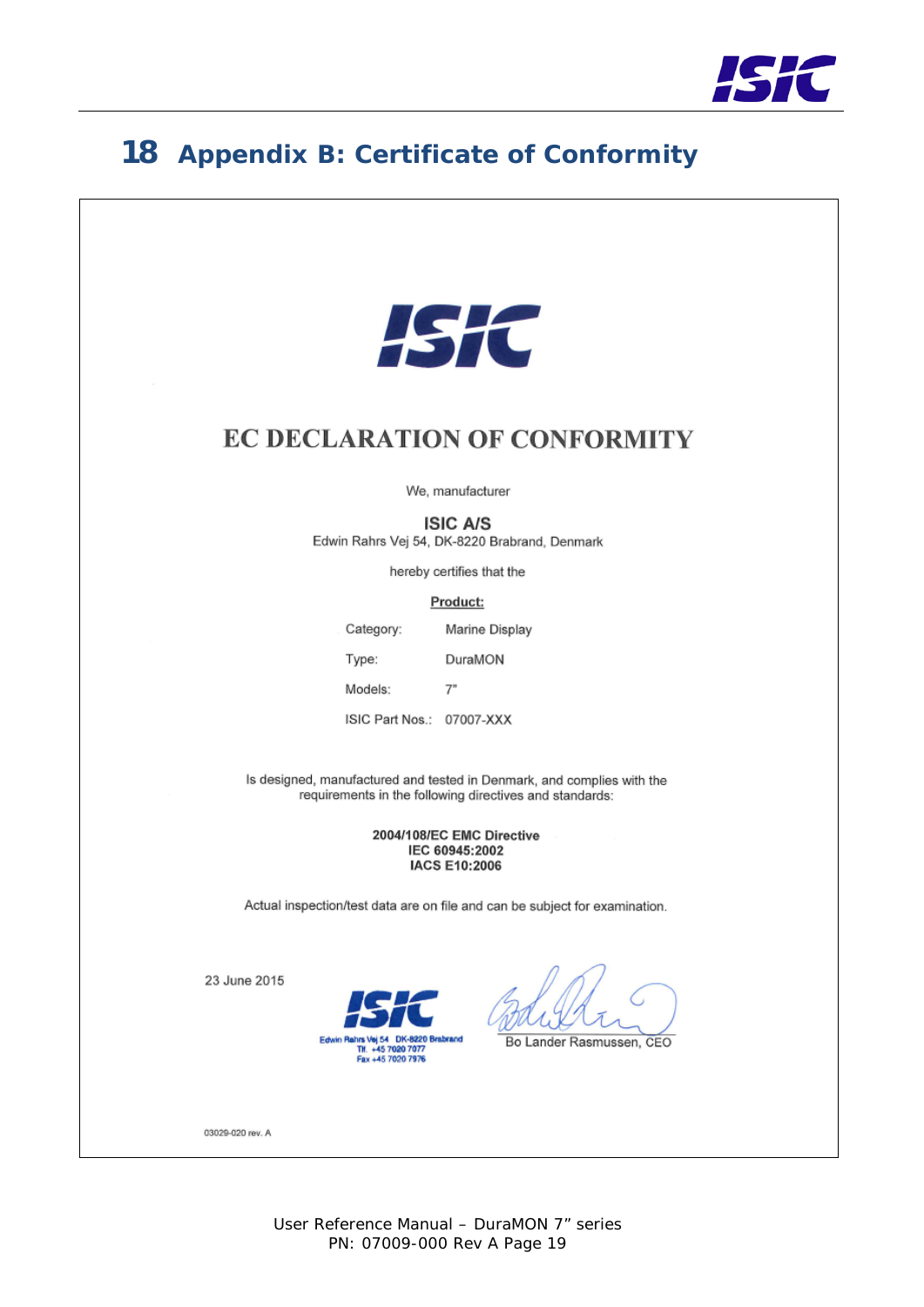# 18 Appendix B: Certificate of Conformity

ISIC

## EC DECLARATION OF CONFORMITY

We, manufacturer

**ISIC A/S**
Edwin Rahrs Vej 54, DK-8220 Brabrand, Denmark

hereby certifies that the

**Product:**

| | |
|---|---|
| Category: | Marine Display |
| Type: | DuraMON |
| Models: | 7" |
| ISIC Part Nos.: | 07007-XXX |

Is designed, manufactured and tested in Denmark, and complies with the requirements in the following directives and standards:

**2004/108/EC EMC Directive**
**IEC 60945:2002**
**IACS E10:2006**

Actual inspection/test data are on file and can be subject for examination.

23 June 2015

ISIC
Edwin Rahrs Vej 54 DK-8220 Brabrand
Tlf. +45 7020 7077
Fax +45 7020 7976

Bo Lander Rasmussen, CEO

03029-020 rev. A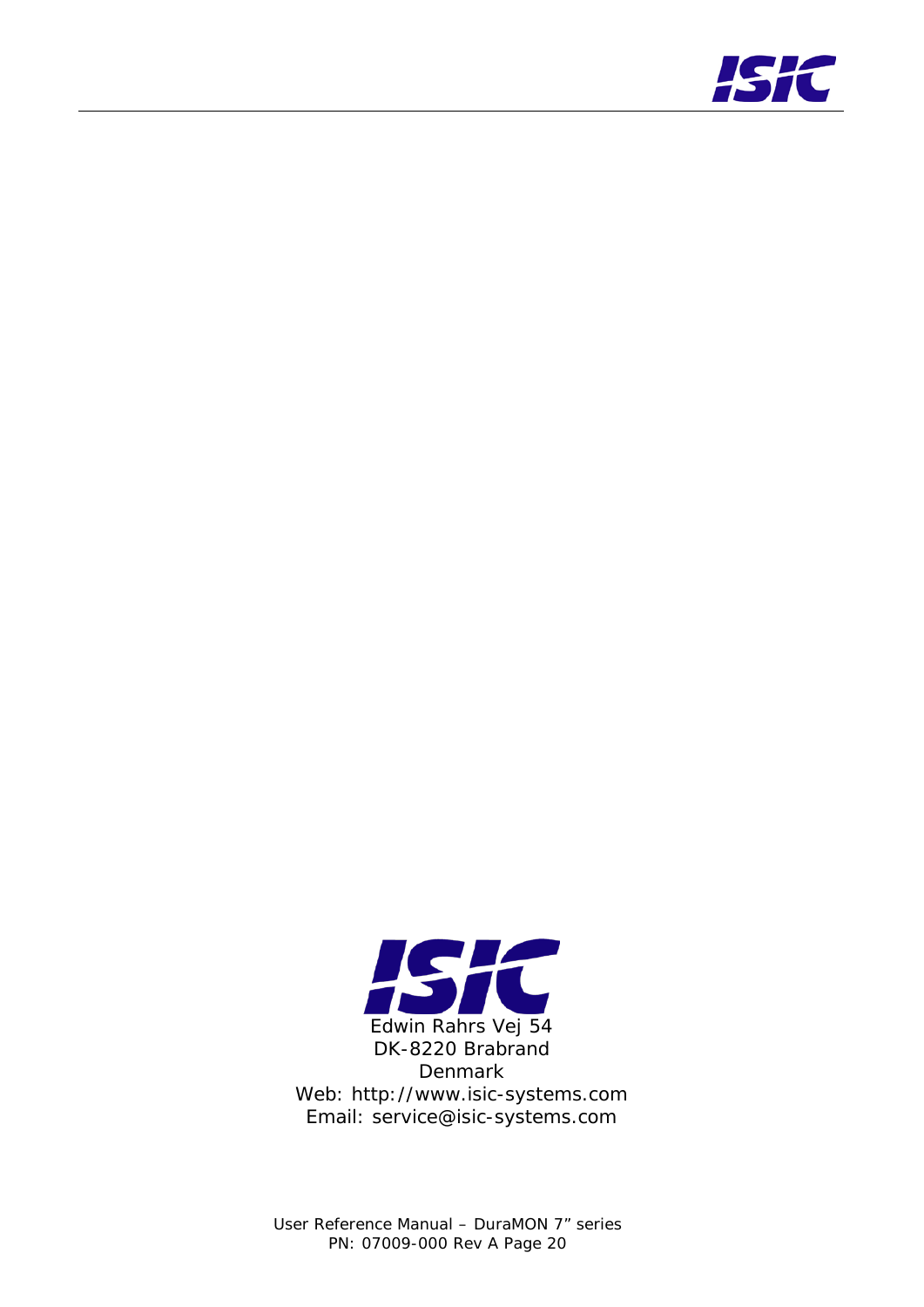Edwin Rahrs Vej 54
DK-8220 Brabrand
Denmark
Web: http://www.isic-systems.com
Email: service@isic-systems.com